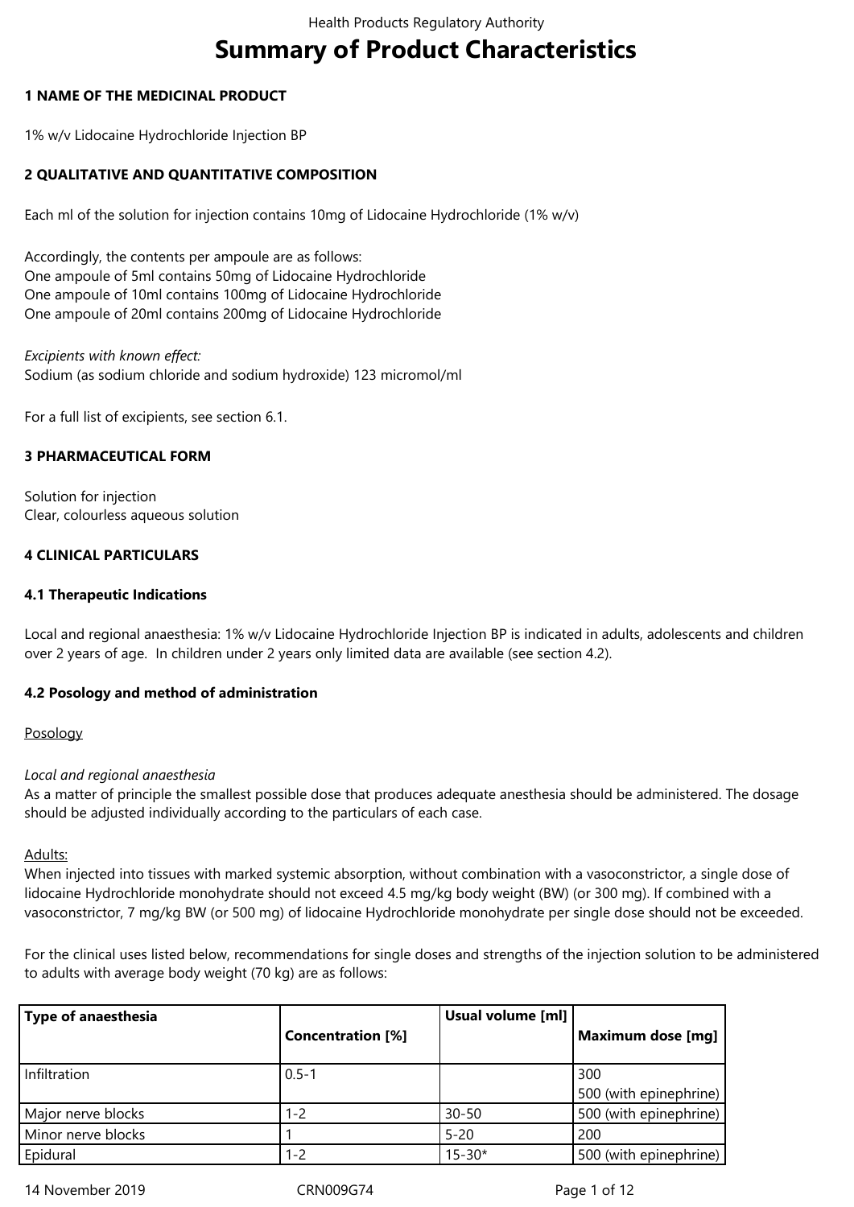# Summary of Product Characteristics

## 1 NAME OF THE MEDICINAL PRODUCT

1% w/v Lidocaine Hydrochloride Injection BP

## 2 QUALITATIVE AND QUANTITATIVE COMPOSITION

Each ml of the solution for injection contains 10mg of Lidocaine Hydrochloride (1% w/v)

Accordingly, the contents per ampoule are as follows:
One ampoule of 5ml contains 50mg of Lidocaine Hydrochloride
One ampoule of 10ml contains 100mg of Lidocaine Hydrochloride
One ampoule of 20ml contains 200mg of Lidocaine Hydrochloride

*Excipients with known effect:*
Sodium (as sodium chloride and sodium hydroxide) 123 micromol/ml

For a full list of excipients, see section 6.1.

## 3 PHARMACEUTICAL FORM

Solution for injection
Clear, colourless aqueous solution

## 4 CLINICAL PARTICULARS

### 4.1 Therapeutic Indications

Local and regional anaesthesia: 1% w/v Lidocaine Hydrochloride Injection BP is indicated in adults, adolescents and children over 2 years of age. In children under 2 years only limited data are available (see section 4.2).

### 4.2 Posology and method of administration

Posology

*Local and regional anaesthesia*
As a matter of principle the smallest possible dose that produces adequate anesthesia should be administered. The dosage should be adjusted individually according to the particulars of each case.

Adults:
When injected into tissues with marked systemic absorption, without combination with a vasoconstrictor, a single dose of lidocaine Hydrochloride monohydrate should not exceed 4.5 mg/kg body weight (BW) (or 300 mg). If combined with a vasoconstrictor, 7 mg/kg BW (or 500 mg) of lidocaine Hydrochloride monohydrate per single dose should not be exceeded.

For the clinical uses listed below, recommendations for single doses and strengths of the injection solution to be administered to adults with average body weight (70 kg) are as follows:

| Type of anaesthesia | Concentration [%] | Usual volume [ml] | Maximum dose [mg] |
|---|---|---|---|
| Infiltration | 0.5-1 | | 300<br>500 (with epinephrine) |
| Major nerve blocks | 1-2 | 30-50 | 500 (with epinephrine) |
| Minor nerve blocks | 1 | 5-20 | 200 |
| Epidural | 1-2 | 15-30* | 500 (with epinephrine) |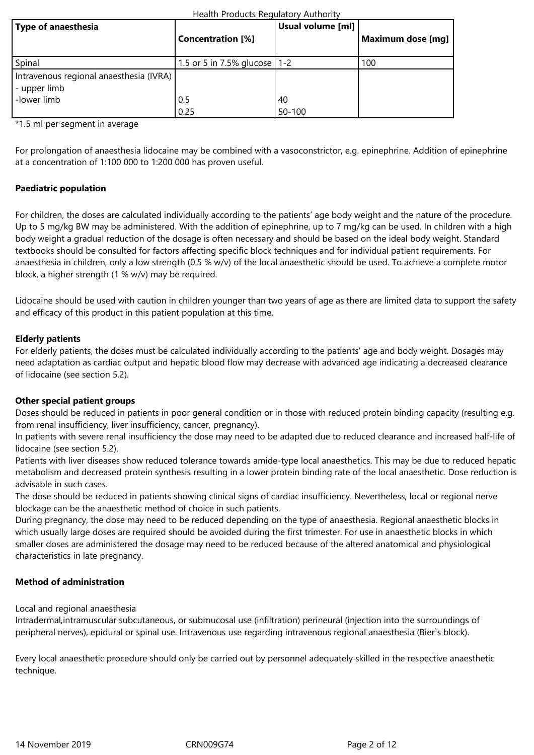| Type of anaesthesia | Concentration [%] | Usual volume [ml] | Maximum dose [mg] |
|---|---|---|---|
| Spinal | 1.5 or 5 in 7.5% glucose | 1-2 | 100 |
| Intravenous regional anaesthesia (IVRA)<br>- upper limb<br>-lower limb | <br><br>0.5<br>0.25 | <br><br>40<br>50-100 | |

*1.5 ml per segment in average

For prolongation of anaesthesia lidocaine may be combined with a vasoconstrictor, e.g. epinephrine. Addition of epinephrine at a concentration of 1:100 000 to 1:200 000 has proven useful.

**Paediatric population**

For children, the doses are calculated individually according to the patients' age body weight and the nature of the procedure. Up to 5 mg/kg BW may be administered. With the addition of epinephrine, up to 7 mg/kg can be used. In children with a high body weight a gradual reduction of the dosage is often necessary and should be based on the ideal body weight. Standard textbooks should be consulted for factors affecting specific block techniques and for individual patient requirements. For anaesthesia in children, only a low strength (0.5 % w/v) of the local anaesthetic should be used. To achieve a complete motor block, a higher strength (1 % w/v) may be required.

Lidocaine should be used with caution in children younger than two years of age as there are limited data to support the safety and efficacy of this product in this patient population at this time.

**Elderly patients**

For elderly patients, the doses must be calculated individually according to the patients' age and body weight. Dosages may need adaptation as cardiac output and hepatic blood flow may decrease with advanced age indicating a decreased clearance of lidocaine (see section 5.2).

**Other special patient groups**

Doses should be reduced in patients in poor general condition or in those with reduced protein binding capacity (resulting e.g. from renal insufficiency, liver insufficiency, cancer, pregnancy).
In patients with severe renal insufficiency the dose may need to be adapted due to reduced clearance and increased half-life of lidocaine (see section 5.2).
Patients with liver diseases show reduced tolerance towards amide-type local anaesthetics. This may be due to reduced hepatic metabolism and decreased protein synthesis resulting in a lower protein binding rate of the local anaesthetic. Dose reduction is advisable in such cases.
The dose should be reduced in patients showing clinical signs of cardiac insufficiency. Nevertheless, local or regional nerve blockage can be the anaesthetic method of choice in such patients.
During pregnancy, the dose may need to be reduced depending on the type of anaesthesia. Regional anaesthetic blocks in which usually large doses are required should be avoided during the first trimester. For use in anaesthetic blocks in which smaller doses are administered the dosage may need to be reduced because of the altered anatomical and physiological characteristics in late pregnancy.

**Method of administration**

Local and regional anaesthesia
Intradermal,intramuscular subcutaneous, or submucosal use (infiltration) perineural (injection into the surroundings of peripheral nerves), epidural or spinal use. Intravenous use regarding intravenous regional anaesthesia (Bier`s block).

Every local anaesthetic procedure should only be carried out by personnel adequately skilled in the respective anaesthetic technique.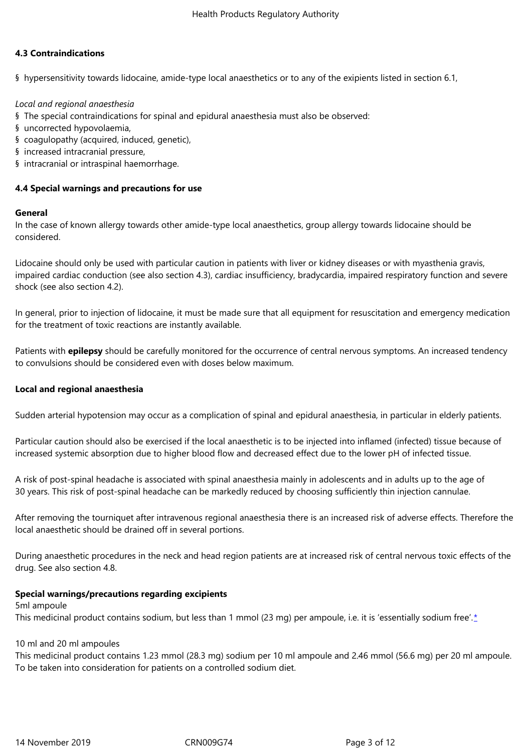**4.3 Contraindications**

§ hypersensitivity towards lidocaine, amide-type local anaesthetics or to any of the exipients listed in section 6.1,

*Local and regional anaesthesia*

§ The special contraindications for spinal and epidural anaesthesia must also be observed:
§ uncorrected hypovolaemia,
§ coagulopathy (acquired, induced, genetic),
§ increased intracranial pressure,
§ intracranial or intraspinal haemorrhage.

**4.4 Special warnings and precautions for use**

**General**

In the case of known allergy towards other amide-type local anaesthetics, group allergy towards lidocaine should be considered.

Lidocaine should only be used with particular caution in patients with liver or kidney diseases or with myasthenia gravis, impaired cardiac conduction (see also section 4.3), cardiac insufficiency, bradycardia, impaired respiratory function and severe shock (see also section 4.2).

In general, prior to injection of lidocaine, it must be made sure that all equipment for resuscitation and emergency medication for the treatment of toxic reactions are instantly available.

Patients with **epilepsy** should be carefully monitored for the occurrence of central nervous symptoms. An increased tendency to convulsions should be considered even with doses below maximum.

**Local and regional anaesthesia**

Sudden arterial hypotension may occur as a complication of spinal and epidural anaesthesia, in particular in elderly patients.

Particular caution should also be exercised if the local anaesthetic is to be injected into inflamed (infected) tissue because of increased systemic absorption due to higher blood flow and decreased effect due to the lower pH of infected tissue.

A risk of post-spinal headache is associated with spinal anaesthesia mainly in adolescents and in adults up to the age of 30 years. This risk of post-spinal headache can be markedly reduced by choosing sufficiently thin injection cannulae.

After removing the tourniquet after intravenous regional anaesthesia there is an increased risk of adverse effects. Therefore the local anaesthetic should be drained off in several portions.

During anaesthetic procedures in the neck and head region patients are at increased risk of central nervous toxic effects of the drug. See also section 4.8.

**Special warnings/precautions regarding excipients**

5ml ampoule

This medicinal product contains sodium, but less than 1 mmol (23 mg) per ampoule, i.e. it is 'essentially sodium free'.*

10 ml and 20 ml ampoules

This medicinal product contains 1.23 mmol (28.3 mg) sodium per 10 ml ampoule and 2.46 mmol (56.6 mg) per 20 ml ampoule. To be taken into consideration for patients on a controlled sodium diet.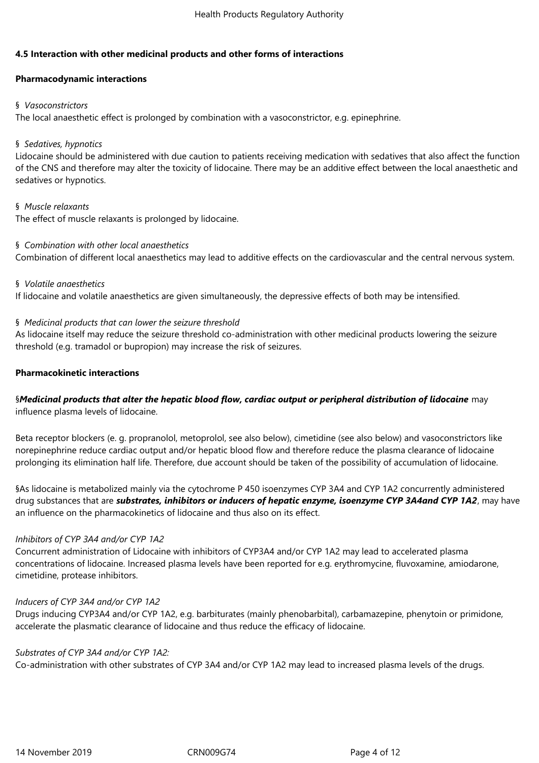## 4.5 Interaction with other medicinal products and other forms of interactions

### Pharmacodynamic interactions

§ *Vasoconstrictors*
The local anaesthetic effect is prolonged by combination with a vasoconstrictor, e.g. epinephrine.

§ *Sedatives, hypnotics*
Lidocaine should be administered with due caution to patients receiving medication with sedatives that also affect the function of the CNS and therefore may alter the toxicity of lidocaine. There may be an additive effect between the local anaesthetic and sedatives or hypnotics.

§ *Muscle relaxants*
The effect of muscle relaxants is prolonged by lidocaine.

§ *Combination with other local anaesthetics*
Combination of different local anaesthetics may lead to additive effects on the cardiovascular and the central nervous system.

§ *Volatile anaesthetics*
If lidocaine and volatile anaesthetics are given simultaneously, the depressive effects of both may be intensified.

§ *Medicinal products that can lower the seizure threshold*
As lidocaine itself may reduce the seizure threshold co-administration with other medicinal products lowering the seizure threshold (e.g. tramadol or bupropion) may increase the risk of seizures.

### Pharmacokinetic interactions

§***Medicinal products that alter the hepatic blood flow, cardiac output or peripheral distribution of lidocaine*** may influence plasma levels of lidocaine.

Beta receptor blockers (e. g. propranolol, metoprolol, see also below), cimetidine (see also below) and vasoconstrictors like norepinephrine reduce cardiac output and/or hepatic blood flow and therefore reduce the plasma clearance of lidocaine prolonging its elimination half life. Therefore, due account should be taken of the possibility of accumulation of lidocaine.

§As lidocaine is metabolized mainly via the cytochrome P 450 isoenzymes CYP 3A4 and CYP 1A2 concurrently administered drug substances that are ***substrates, inhibitors or inducers of hepatic enzyme, isoenzyme CYP 3A4and CYP 1A2***, may have an influence on the pharmacokinetics of lidocaine and thus also on its effect.

*Inhibitors of CYP 3A4 and/or CYP 1A2*
Concurrent administration of Lidocaine with inhibitors of CYP3A4 and/or CYP 1A2 may lead to accelerated plasma concentrations of lidocaine. Increased plasma levels have been reported for e.g. erythromycine, fluvoxamine, amiodarone, cimetidine, protease inhibitors.

*Inducers of CYP 3A4 and/or CYP 1A2*
Drugs inducing CYP3A4 and/or CYP 1A2, e.g. barbiturates (mainly phenobarbital), carbamazepine, phenytoin or primidone, accelerate the plasmatic clearance of lidocaine and thus reduce the efficacy of lidocaine.

*Substrates of CYP 3A4 and/or CYP 1A2:*
Co-administration with other substrates of CYP 3A4 and/or CYP 1A2 may lead to increased plasma levels of the drugs.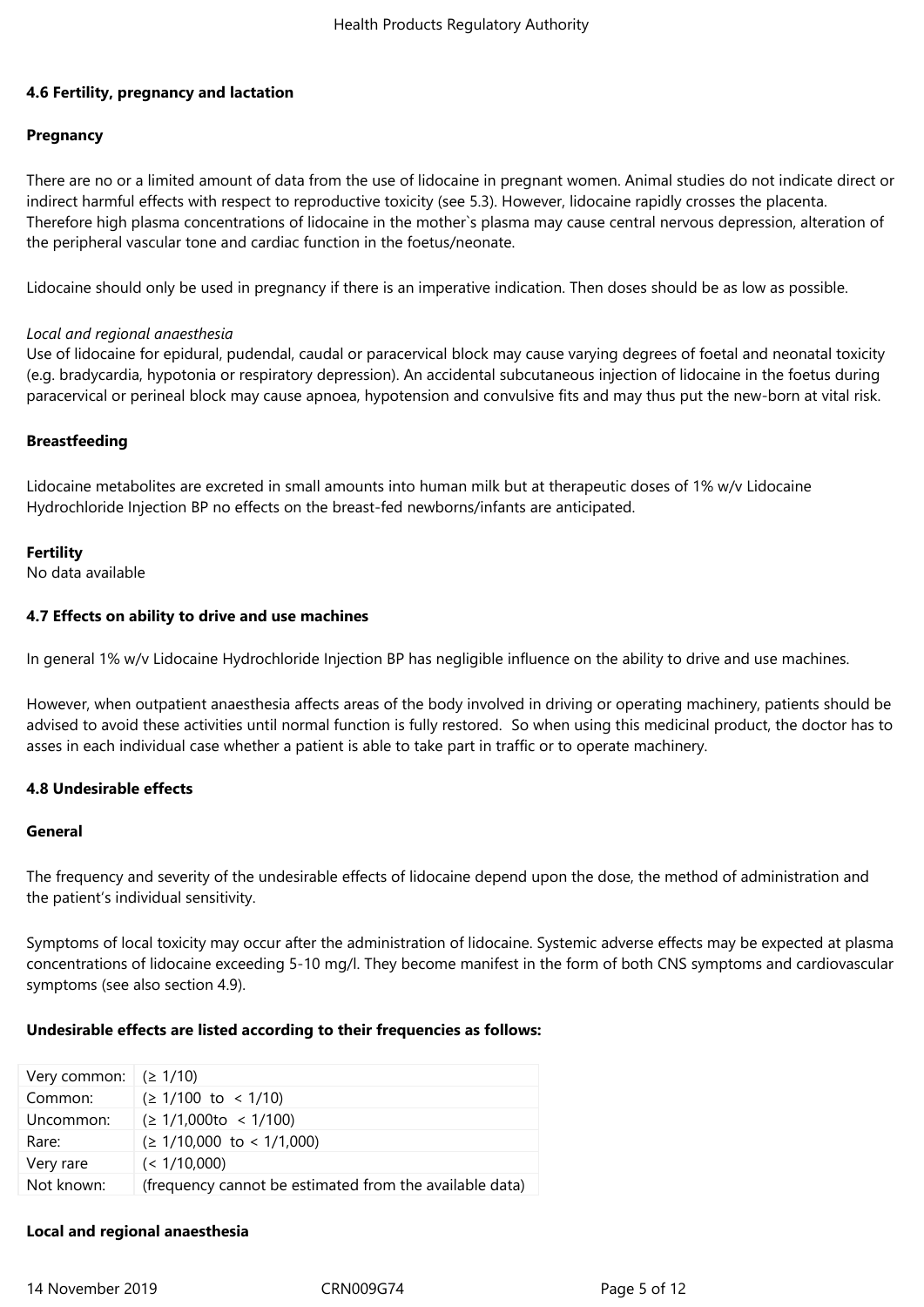### 4.6 Fertility, pregnancy and lactation

**Pregnancy**

There are no or a limited amount of data from the use of lidocaine in pregnant women. Animal studies do not indicate direct or indirect harmful effects with respect to reproductive toxicity (see 5.3). However, lidocaine rapidly crosses the placenta. Therefore high plasma concentrations of lidocaine in the mother`s plasma may cause central nervous depression, alteration of the peripheral vascular tone and cardiac function in the foetus/neonate.

Lidocaine should only be used in pregnancy if there is an imperative indication. Then doses should be as low as possible.

*Local and regional anaesthesia*

Use of lidocaine for epidural, pudendal, caudal or paracervical block may cause varying degrees of foetal and neonatal toxicity (e.g. bradycardia, hypotonia or respiratory depression). An accidental subcutaneous injection of lidocaine in the foetus during paracervical or perineal block may cause apnoea, hypotension and convulsive fits and may thus put the new-born at vital risk.

**Breastfeeding**

Lidocaine metabolites are excreted in small amounts into human milk but at therapeutic doses of 1% w/v Lidocaine Hydrochloride Injection BP no effects on the breast-fed newborns/infants are anticipated.

**Fertility**

No data available

### 4.7 Effects on ability to drive and use machines

In general 1% w/v Lidocaine Hydrochloride Injection BP has negligible influence on the ability to drive and use machines.

However, when outpatient anaesthesia affects areas of the body involved in driving or operating machinery, patients should be advised to avoid these activities until normal function is fully restored. So when using this medicinal product, the doctor has to asses in each individual case whether a patient is able to take part in traffic or to operate machinery.

### 4.8 Undesirable effects

**General**

The frequency and severity of the undesirable effects of lidocaine depend upon the dose, the method of administration and the patient's individual sensitivity.

Symptoms of local toxicity may occur after the administration of lidocaine. Systemic adverse effects may be expected at plasma concentrations of lidocaine exceeding 5-10 mg/l. They become manifest in the form of both CNS symptoms and cardiovascular symptoms (see also section 4.9).

**Undesirable effects are listed according to their frequencies as follows:**

| Very common: | (≥ 1/10) |
|---|---|
| Common: | (≥ 1/100 to < 1/10) |
| Uncommon: | (≥ 1/1,000to < 1/100) |
| Rare: | (≥ 1/10,000 to < 1/1,000) |
| Very rare | (< 1/10,000) |
| Not known: | (frequency cannot be estimated from the available data) |

**Local and regional anaesthesia**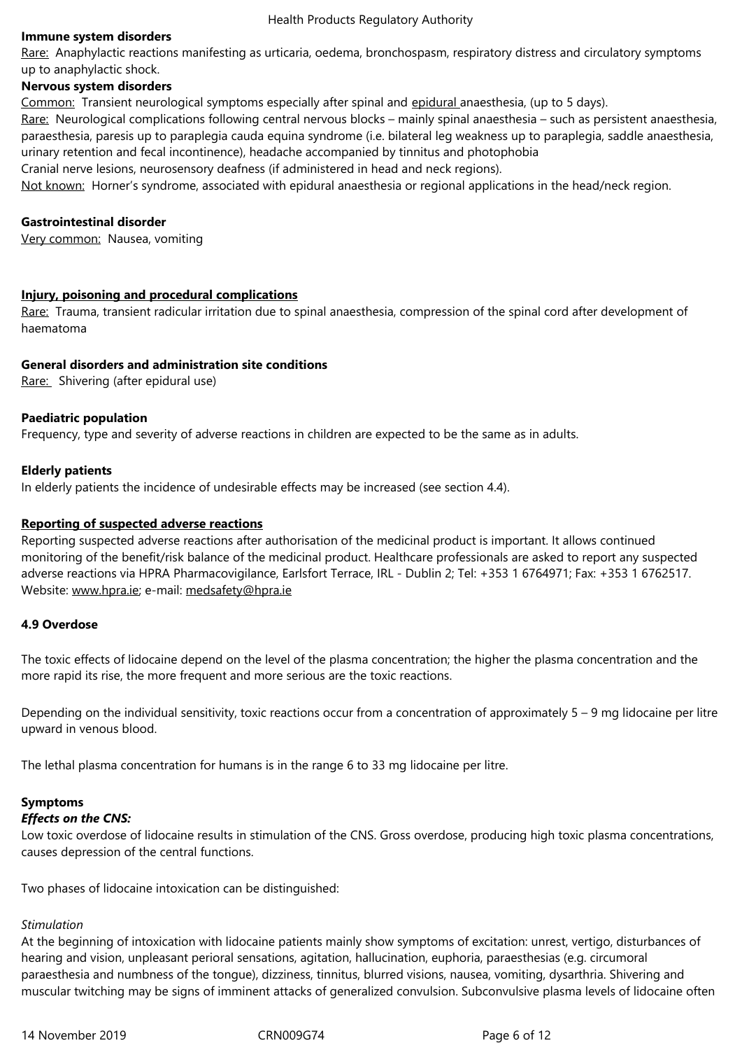**Immune system disorders**

Rare: Anaphylactic reactions manifesting as urticaria, oedema, bronchospasm, respiratory distress and circulatory symptoms up to anaphylactic shock.

**Nervous system disorders**

Common: Transient neurological symptoms especially after spinal and epidural anaesthesia, (up to 5 days).

Rare: Neurological complications following central nervous blocks – mainly spinal anaesthesia – such as persistent anaesthesia, paraesthesia, paresis up to paraplegia cauda equina syndrome (i.e. bilateral leg weakness up to paraplegia, saddle anaesthesia, urinary retention and fecal incontinence), headache accompanied by tinnitus and photophobia

Cranial nerve lesions, neurosensory deafness (if administered in head and neck regions).

Not known: Horner's syndrome, associated with epidural anaesthesia or regional applications in the head/neck region.

**Gastrointestinal disorder**

Very common: Nausea, vomiting

**Injury, poisoning and procedural complications**

Rare: Trauma, transient radicular irritation due to spinal anaesthesia, compression of the spinal cord after development of haematoma

**General disorders and administration site conditions**

Rare: Shivering (after epidural use)

**Paediatric population**

Frequency, type and severity of adverse reactions in children are expected to be the same as in adults.

**Elderly patients**

In elderly patients the incidence of undesirable effects may be increased (see section 4.4).

**Reporting of suspected adverse reactions**

Reporting suspected adverse reactions after authorisation of the medicinal product is important. It allows continued monitoring of the benefit/risk balance of the medicinal product. Healthcare professionals are asked to report any suspected adverse reactions via HPRA Pharmacovigilance, Earlsfort Terrace, IRL - Dublin 2; Tel: +353 1 6764971; Fax: +353 1 6762517. Website: www.hpra.ie; e-mail: medsafety@hpra.ie

**4.9 Overdose**

The toxic effects of lidocaine depend on the level of the plasma concentration; the higher the plasma concentration and the more rapid its rise, the more frequent and more serious are the toxic reactions.

Depending on the individual sensitivity, toxic reactions occur from a concentration of approximately 5 – 9 mg lidocaine per litre upward in venous blood.

The lethal plasma concentration for humans is in the range 6 to 33 mg lidocaine per litre.

**Symptoms**

***Effects on the CNS:***

Low toxic overdose of lidocaine results in stimulation of the CNS. Gross overdose, producing high toxic plasma concentrations, causes depression of the central functions.

Two phases of lidocaine intoxication can be distinguished:

*Stimulation*

At the beginning of intoxication with lidocaine patients mainly show symptoms of excitation: unrest, vertigo, disturbances of hearing and vision, unpleasant perioral sensations, agitation, hallucination, euphoria, paraesthesias (e.g. circumoral paraesthesia and numbness of the tongue), dizziness, tinnitus, blurred visions, nausea, vomiting, dysarthria. Shivering and muscular twitching may be signs of imminent attacks of generalized convulsion. Subconvulsive plasma levels of lidocaine often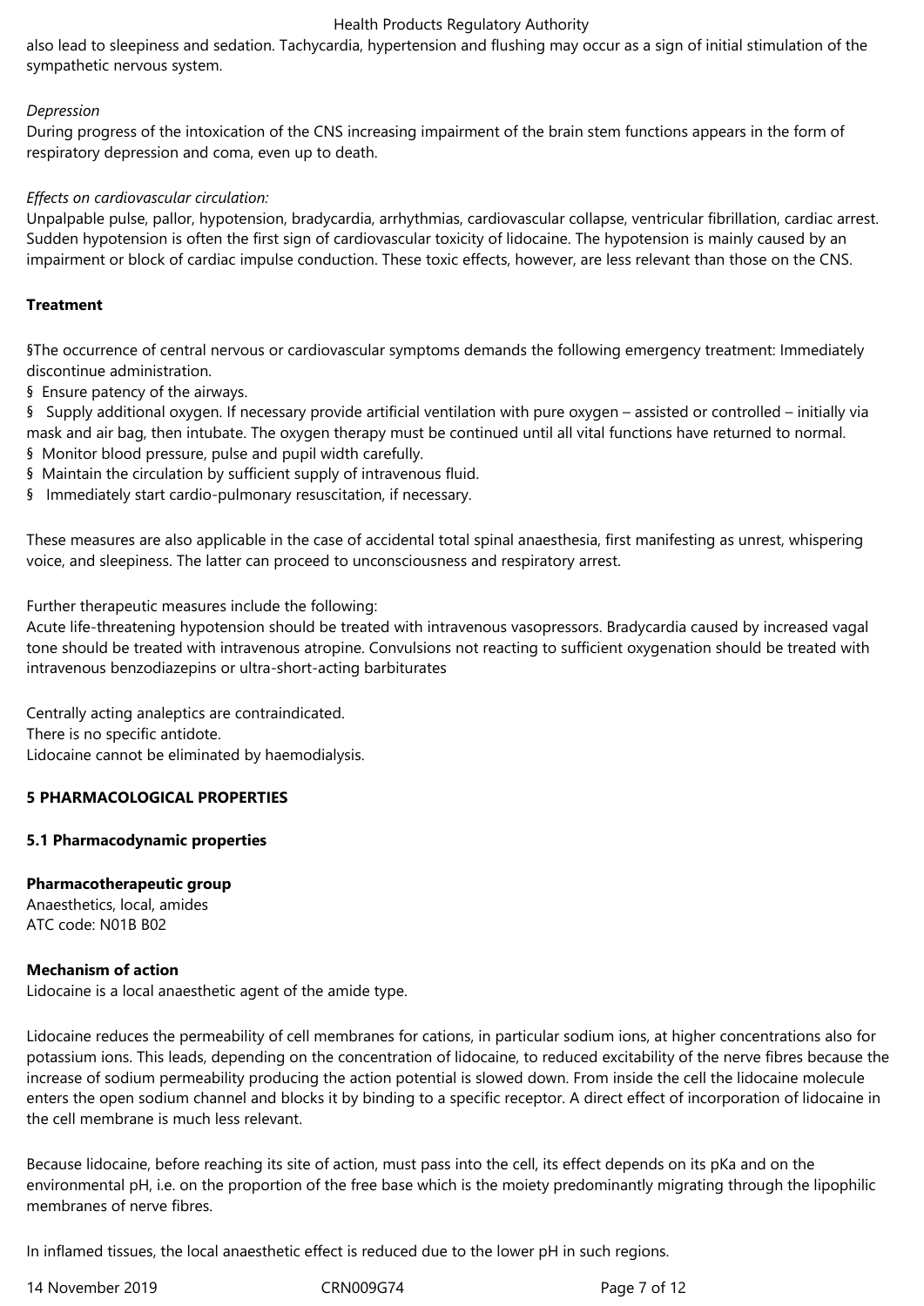also lead to sleepiness and sedation. Tachycardia, hypertension and flushing may occur as a sign of initial stimulation of the sympathetic nervous system.

*Depression*

During progress of the intoxication of the CNS increasing impairment of the brain stem functions appears in the form of respiratory depression and coma, even up to death.

*Effects on cardiovascular circulation:*

Unpalpable pulse, pallor, hypotension, bradycardia, arrhythmias, cardiovascular collapse, ventricular fibrillation, cardiac arrest. Sudden hypotension is often the first sign of cardiovascular toxicity of lidocaine. The hypotension is mainly caused by an impairment or block of cardiac impulse conduction. These toxic effects, however, are less relevant than those on the CNS.

**Treatment**

§The occurrence of central nervous or cardiovascular symptoms demands the following emergency treatment: Immediately discontinue administration.

§ Ensure patency of the airways.

§ Supply additional oxygen. If necessary provide artificial ventilation with pure oxygen – assisted or controlled – initially via mask and air bag, then intubate. The oxygen therapy must be continued until all vital functions have returned to normal.

§ Monitor blood pressure, pulse and pupil width carefully.

§ Maintain the circulation by sufficient supply of intravenous fluid.

§ Immediately start cardio-pulmonary resuscitation, if necessary.

These measures are also applicable in the case of accidental total spinal anaesthesia, first manifesting as unrest, whispering voice, and sleepiness. The latter can proceed to unconsciousness and respiratory arrest.

Further therapeutic measures include the following:

Acute life-threatening hypotension should be treated with intravenous vasopressors. Bradycardia caused by increased vagal tone should be treated with intravenous atropine. Convulsions not reacting to sufficient oxygenation should be treated with intravenous benzodiazepins or ultra-short-acting barbiturates

Centrally acting analeptics are contraindicated.
There is no specific antidote.
Lidocaine cannot be eliminated by haemodialysis.

## 5 PHARMACOLOGICAL PROPERTIES

### 5.1 Pharmacodynamic properties

**Pharmacotherapeutic group**

Anaesthetics, local, amides
ATC code: N01B B02

**Mechanism of action**

Lidocaine is a local anaesthetic agent of the amide type.

Lidocaine reduces the permeability of cell membranes for cations, in particular sodium ions, at higher concentrations also for potassium ions. This leads, depending on the concentration of lidocaine, to reduced excitability of the nerve fibres because the increase of sodium permeability producing the action potential is slowed down. From inside the cell the lidocaine molecule enters the open sodium channel and blocks it by binding to a specific receptor. A direct effect of incorporation of lidocaine in the cell membrane is much less relevant.

Because lidocaine, before reaching its site of action, must pass into the cell, its effect depends on its pKa and on the environmental pH, i.e. on the proportion of the free base which is the moiety predominantly migrating through the lipophilic membranes of nerve fibres.

In inflamed tissues, the local anaesthetic effect is reduced due to the lower pH in such regions.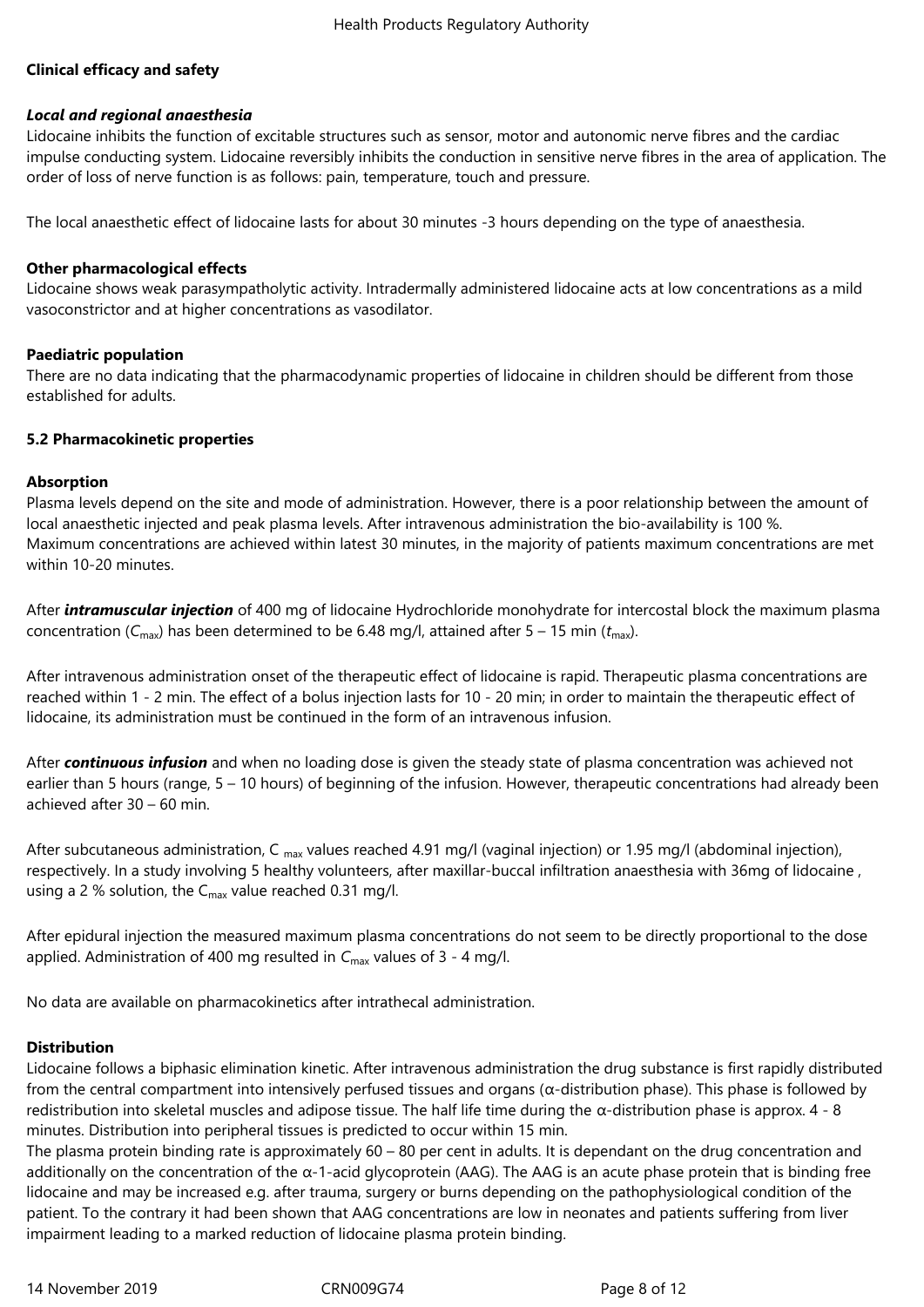**Clinical efficacy and safety**

***Local and regional anaesthesia***

Lidocaine inhibits the function of excitable structures such as sensor, motor and autonomic nerve fibres and the cardiac impulse conducting system. Lidocaine reversibly inhibits the conduction in sensitive nerve fibres in the area of application. The order of loss of nerve function is as follows: pain, temperature, touch and pressure.

The local anaesthetic effect of lidocaine lasts for about 30 minutes -3 hours depending on the type of anaesthesia.

**Other pharmacological effects**

Lidocaine shows weak parasympatholytic activity. Intradermally administered lidocaine acts at low concentrations as a mild vasoconstrictor and at higher concentrations as vasodilator.

**Paediatric population**

There are no data indicating that the pharmacodynamic properties of lidocaine in children should be different from those established for adults.

**5.2 Pharmacokinetic properties**

**Absorption**

Plasma levels depend on the site and mode of administration. However, there is a poor relationship between the amount of local anaesthetic injected and peak plasma levels. After intravenous administration the bio-availability is 100 %.
Maximum concentrations are achieved within latest 30 minutes, in the majority of patients maximum concentrations are met within 10-20 minutes.

After ***intramuscular injection*** of 400 mg of lidocaine Hydrochloride monohydrate for intercostal block the maximum plasma concentration ($C_{max}$) has been determined to be 6.48 mg/l, attained after 5 – 15 min ($t_{max}$).

After intravenous administration onset of the therapeutic effect of lidocaine is rapid. Therapeutic plasma concentrations are reached within 1 - 2 min. The effect of a bolus injection lasts for 10 - 20 min; in order to maintain the therapeutic effect of lidocaine, its administration must be continued in the form of an intravenous infusion.

After ***continuous infusion*** and when no loading dose is given the steady state of plasma concentration was achieved not earlier than 5 hours (range, 5 – 10 hours) of beginning of the infusion. However, therapeutic concentrations had already been achieved after 30 – 60 min.

After subcutaneous administration, $C_{max}$ values reached 4.91 mg/l (vaginal injection) or 1.95 mg/l (abdominal injection), respectively. In a study involving 5 healthy volunteers, after maxillar-buccal infiltration anaesthesia with 36mg of lidocaine , using a 2 % solution, the $C_{max}$ value reached 0.31 mg/l.

After epidural injection the measured maximum plasma concentrations do not seem to be directly proportional to the dose applied. Administration of 400 mg resulted in $C_{max}$ values of 3 - 4 mg/l.

No data are available on pharmacokinetics after intrathecal administration.

**Distribution**

Lidocaine follows a biphasic elimination kinetic. After intravenous administration the drug substance is first rapidly distributed from the central compartment into intensively perfused tissues and organs (α-distribution phase). This phase is followed by redistribution into skeletal muscles and adipose tissue. The half life time during the α-distribution phase is approx. 4 - 8 minutes. Distribution into peripheral tissues is predicted to occur within 15 min.
The plasma protein binding rate is approximately 60 – 80 per cent in adults. It is dependant on the drug concentration and additionally on the concentration of the α-1-acid glycoprotein (AAG). The AAG is an acute phase protein that is binding free lidocaine and may be increased e.g. after trauma, surgery or burns depending on the pathophysiological condition of the patient. To the contrary it had been shown that AAG concentrations are low in neonates and patients suffering from liver impairment leading to a marked reduction of lidocaine plasma protein binding.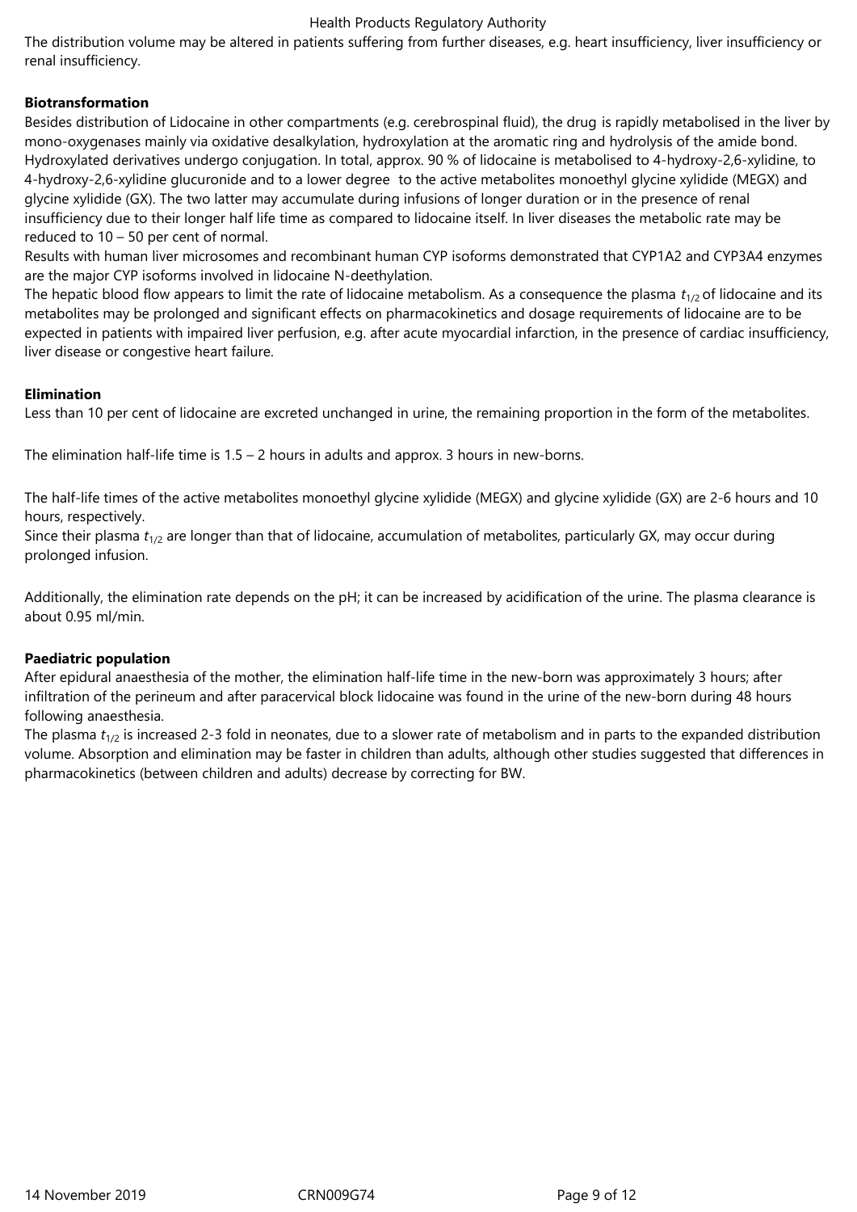The distribution volume may be altered in patients suffering from further diseases, e.g. heart insufficiency, liver insufficiency or renal insufficiency.

**Biotransformation**

Besides distribution of Lidocaine in other compartments (e.g. cerebrospinal fluid), the drug is rapidly metabolised in the liver by mono-oxygenases mainly via oxidative desalkylation, hydroxylation at the aromatic ring and hydrolysis of the amide bond. Hydroxylated derivatives undergo conjugation. In total, approx. 90 % of lidocaine is metabolised to 4-hydroxy-2,6-xylidine, to 4-hydroxy-2,6-xylidine glucuronide and to a lower degree  to the active metabolites monoethyl glycine xylidide (MEGX) and glycine xylidide (GX). The two latter may accumulate during infusions of longer duration or in the presence of renal insufficiency due to their longer half life time as compared to lidocaine itself. In liver diseases the metabolic rate may be reduced to 10 – 50 per cent of normal.

Results with human liver microsomes and recombinant human CYP isoforms demonstrated that CYP1A2 and CYP3A4 enzymes are the major CYP isoforms involved in lidocaine N-deethylation.

The hepatic blood flow appears to limit the rate of lidocaine metabolism. As a consequence the plasma $t_{1/2}$ of lidocaine and its metabolites may be prolonged and significant effects on pharmacokinetics and dosage requirements of lidocaine are to be expected in patients with impaired liver perfusion, e.g. after acute myocardial infarction, in the presence of cardiac insufficiency, liver disease or congestive heart failure.

**Elimination**

Less than 10 per cent of lidocaine are excreted unchanged in urine, the remaining proportion in the form of the metabolites.

The elimination half-life time is 1.5 – 2 hours in adults and approx. 3 hours in new-borns.

The half-life times of the active metabolites monoethyl glycine xylidide (MEGX) and glycine xylidide (GX) are 2-6 hours and 10 hours, respectively.

Since their plasma $t_{1/2}$ are longer than that of lidocaine, accumulation of metabolites, particularly GX, may occur during prolonged infusion.

Additionally, the elimination rate depends on the pH; it can be increased by acidification of the urine. The plasma clearance is about 0.95 ml/min.

**Paediatric population**

After epidural anaesthesia of the mother, the elimination half-life time in the new-born was approximately 3 hours; after infiltration of the perineum and after paracervical block lidocaine was found in the urine of the new-born during 48 hours following anaesthesia.

The plasma $t_{1/2}$ is increased 2-3 fold in neonates, due to a slower rate of metabolism and in parts to the expanded distribution volume. Absorption and elimination may be faster in children than adults, although other studies suggested that differences in pharmacokinetics (between children and adults) decrease by correcting for BW.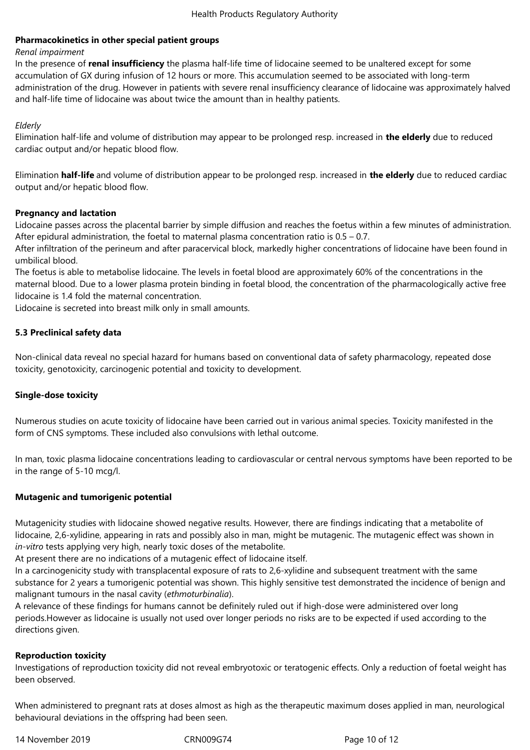**Pharmacokinetics in other special patient groups**

*Renal impairment*

In the presence of **renal insufficiency** the plasma half-life time of lidocaine seemed to be unaltered except for some accumulation of GX during infusion of 12 hours or more. This accumulation seemed to be associated with long-term administration of the drug. However in patients with severe renal insufficiency clearance of lidocaine was approximately halved and half-life time of lidocaine was about twice the amount than in healthy patients.

*Elderly*

Elimination half-life and volume of distribution may appear to be prolonged resp. increased in **the elderly** due to reduced cardiac output and/or hepatic blood flow.

Elimination **half-life** and volume of distribution appear to be prolonged resp. increased in **the elderly** due to reduced cardiac output and/or hepatic blood flow.

**Pregnancy and lactation**

Lidocaine passes across the placental barrier by simple diffusion and reaches the foetus within a few minutes of administration. After epidural administration, the foetal to maternal plasma concentration ratio is 0.5 – 0.7.

After infiltration of the perineum and after paracervical block, markedly higher concentrations of lidocaine have been found in umbilical blood.

The foetus is able to metabolise lidocaine. The levels in foetal blood are approximately 60% of the concentrations in the maternal blood. Due to a lower plasma protein binding in foetal blood, the concentration of the pharmacologically active free lidocaine is 1.4 fold the maternal concentration.

Lidocaine is secreted into breast milk only in small amounts.

**5.3 Preclinical safety data**

Non-clinical data reveal no special hazard for humans based on conventional data of safety pharmacology, repeated dose toxicity, genotoxicity, carcinogenic potential and toxicity to development.

**Single-dose toxicity**

Numerous studies on acute toxicity of lidocaine have been carried out in various animal species. Toxicity manifested in the form of CNS symptoms. These included also convulsions with lethal outcome.

In man, toxic plasma lidocaine concentrations leading to cardiovascular or central nervous symptoms have been reported to be in the range of 5-10 mcg/l.

**Mutagenic and tumorigenic potential**

Mutagenicity studies with lidocaine showed negative results. However, there are findings indicating that a metabolite of lidocaine, 2,6-xylidine, appearing in rats and possibly also in man, might be mutagenic. The mutagenic effect was shown in *in-vitro* tests applying very high, nearly toxic doses of the metabolite.

At present there are no indications of a mutagenic effect of lidocaine itself.

In a carcinogenicity study with transplacental exposure of rats to 2,6-xylidine and subsequent treatment with the same substance for 2 years a tumorigenic potential was shown. This highly sensitive test demonstrated the incidence of benign and malignant tumours in the nasal cavity (*ethmoturbinalia*).

A relevance of these findings for humans cannot be definitely ruled out if high-dose were administered over long periods.However as lidocaine is usually not used over longer periods no risks are to be expected if used according to the directions given.

**Reproduction toxicity**

Investigations of reproduction toxicity did not reveal embryotoxic or teratogenic effects. Only a reduction of foetal weight has been observed.

When administered to pregnant rats at doses almost as high as the therapeutic maximum doses applied in man, neurological behavioural deviations in the offspring had been seen.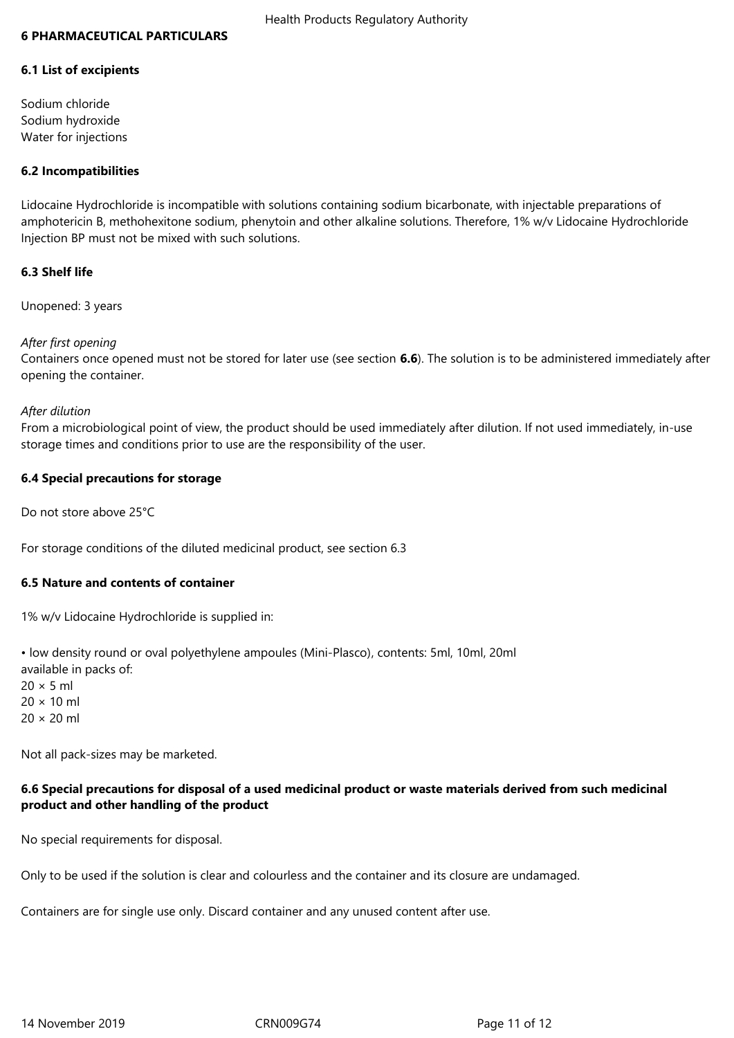## 6 PHARMACEUTICAL PARTICULARS

### 6.1 List of excipients

Sodium chloride
Sodium hydroxide
Water for injections

### 6.2 Incompatibilities

Lidocaine Hydrochloride is incompatible with solutions containing sodium bicarbonate, with injectable preparations of amphotericin B, methohexitone sodium, phenytoin and other alkaline solutions. Therefore, 1% w/v Lidocaine Hydrochloride Injection BP must not be mixed with such solutions.

### 6.3 Shelf life

Unopened: 3 years

*After first opening*
Containers once opened must not be stored for later use (see section **6.6**). The solution is to be administered immediately after opening the container.

*After dilution*
From a microbiological point of view, the product should be used immediately after dilution. If not used immediately, in-use storage times and conditions prior to use are the responsibility of the user.

### 6.4 Special precautions for storage

Do not store above 25°C

For storage conditions of the diluted medicinal product, see section 6.3

### 6.5 Nature and contents of container

1% w/v Lidocaine Hydrochloride is supplied in:

• low density round or oval polyethylene ampoules (Mini-Plasco), contents: 5ml, 10ml, 20ml
available in packs of:
20 × 5 ml
20 × 10 ml
20 × 20 ml

Not all pack-sizes may be marketed.

### 6.6 Special precautions for disposal of a used medicinal product or waste materials derived from such medicinal product and other handling of the product

No special requirements for disposal.

Only to be used if the solution is clear and colourless and the container and its closure are undamaged.

Containers are for single use only. Discard container and any unused content after use.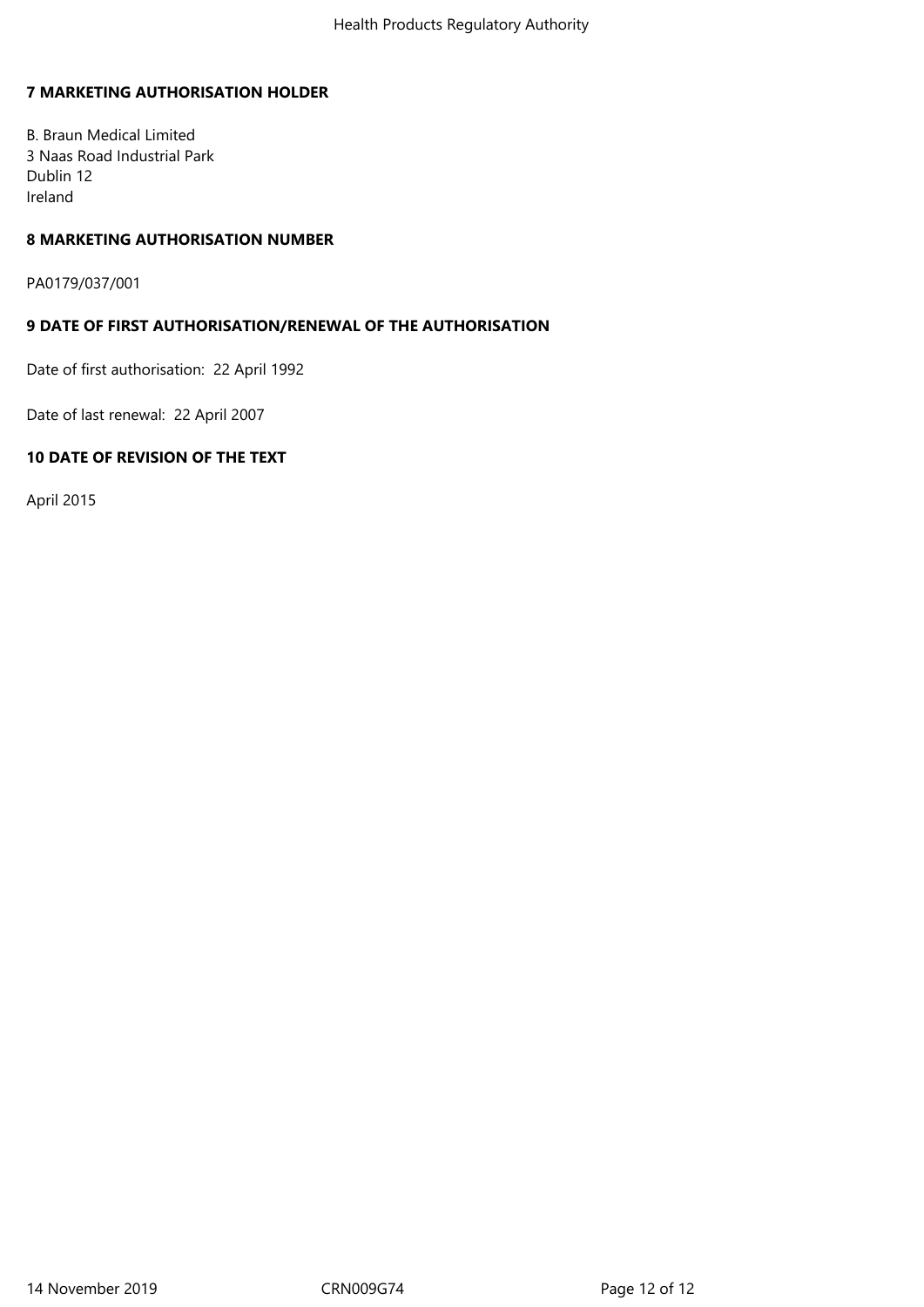## 7 MARKETING AUTHORISATION HOLDER

B. Braun Medical Limited
3 Naas Road Industrial Park
Dublin 12
Ireland

## 8 MARKETING AUTHORISATION NUMBER

PA0179/037/001

## 9 DATE OF FIRST AUTHORISATION/RENEWAL OF THE AUTHORISATION

Date of first authorisation: 22 April 1992

Date of last renewal: 22 April 2007

## 10 DATE OF REVISION OF THE TEXT

April 2015